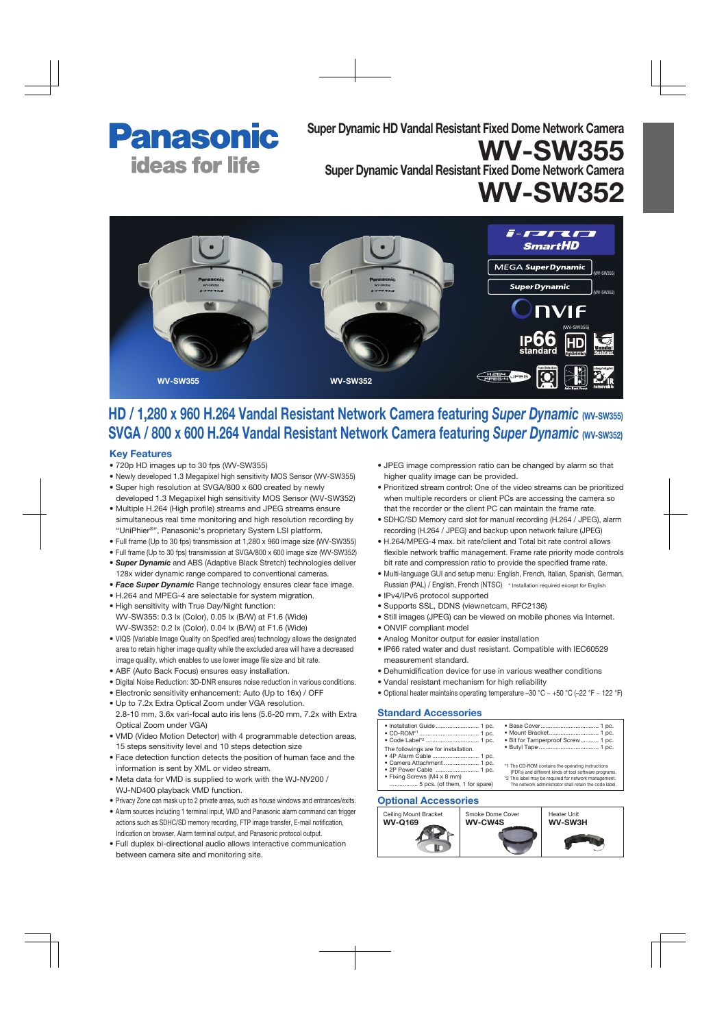Panasonic
ideas for life

# Super Dynamic HD Vandal Resistant Fixed Dome Network Camera
# WV-SW355
# Super Dynamic Vandal Resistant Fixed Dome Network Camera
# WV-SW352

## HD / 1,280 x 960 H.264 Vandal Resistant Network Camera featuring *Super Dynamic* (WV-SW355)
## SVGA / 800 x 600 H.264 Vandal Resistant Network Camera featuring *Super Dynamic* (WV-SW352)

### Key Features

- 720p HD images up to 30 fps (WV-SW355)
- Newly developed 1.3 Megapixel high sensitivity MOS Sensor (WV-SW355)
- Super high resolution at SVGA/800 x 600 created by newly developed 1.3 Megapixel high sensitivity MOS Sensor (WV-SW352)
- Multiple H.264 (High profile) streams and JPEG streams ensure simultaneous real time monitoring and high resolution recording by "UniPhier®", Panasonic's proprietary System LSI platform.
- Full frame (Up to 30 fps) transmission at 1,280 x 960 image size (WV-SW355)
- Full frame (Up to 30 fps) transmission at SVGA/800 x 600 image size (WV-SW352)
- ***Super Dynamic*** and ABS (Adaptive Black Stretch) technologies deliver 128x wider dynamic range compared to conventional cameras.
- ***Face Super Dynamic*** Range technology ensures clear face image.
- H.264 and MPEG-4 are selectable for system migration.
- High sensitivity with True Day/Night function:
  WV-SW355: 0.3 lx (Color), 0.05 lx (B/W) at F1.6 (Wide)
  WV-SW352: 0.2 lx (Color), 0.04 lx (B/W) at F1.6 (Wide)
- VIQS (Variable Image Quality on Specified area) technology allows the designated area to retain higher image quality while the excluded area will have a decreased image quality, which enables to use lower image file size and bit rate.
- ABF (Auto Back Focus) ensures easy installation.
- Digital Noise Reduction: 3D-DNR ensures noise reduction in various conditions.
- Electronic sensitivity enhancement: Auto (Up to 16x) / OFF
- Up to 7.2x Extra Optical Zoom under VGA resolution.
  2.8-10 mm, 3.6x vari-focal auto iris lens (5.6-20 mm, 7.2x with Extra Optical Zoom under VGA)
- VMD (Video Motion Detector) with 4 programmable detection areas, 15 steps sensitivity level and 10 steps detection size
- Face detection function detects the position of human face and the information is sent by XML or video stream.
- Meta data for VMD is supplied to work with the WJ-NV200 / WJ-ND400 playback VMD function.
- Privacy Zone can mask up to 2 private areas, such as house windows and entrances/exits.
- Alarm sources including 1 terminal input, VMD and Panasonic alarm command can trigger actions such as SDHC/SD memory recording, FTP image transfer, E-mail notification, Indication on browser, Alarm terminal output, and Panasonic protocol output.
- Full duplex bi-directional audio allows interactive communication between camera site and monitoring site.
- JPEG image compression ratio can be changed by alarm so that higher quality image can be provided.
- Prioritized stream control: One of the video streams can be prioritized when multiple recorders or client PCs are accessing the camera so that the recorder or the client PC can maintain the frame rate.
- SDHC/SD Memory card slot for manual recording (H.264 / JPEG), alarm recording (H.264 / JPEG) and backup upon network failure (JPEG)
- H.264/MPEG-4 max. bit rate/client and Total bit rate control allows flexible network traffic management. Frame rate priority mode controls bit rate and compression ratio to provide the specified frame rate.
- Multi-language GUI and setup menu: English, French, Italian, Spanish, German, Russian (PAL) / English, French (NTSC) * Installation required except for English
- IPv4/IPv6 protocol supported
- Supports SSL, DDNS (viewnetcam, RFC2136)
- Still images (JPEG) can be viewed on mobile phones via Internet.
- ONVIF compliant model
- Analog Monitor output for easier installation
- IP66 rated water and dust resistant. Compatible with IEC60529 measurement standard.
- Dehumidification device for use in various weather conditions
- Vandal resistant mechanism for high reliability
- Optional heater maintains operating temperature –30 °C ~ +50 °C (–22 °F ~ 122 °F)

### Standard Accessories

- Installation Guide ........................ 1 pc.
- CD-ROM*1 .................................. 1 pc.
- Code Label*2 ................................ 1 pc.

The followings are for installation.

- 4P Alarm Cable ............................ 1 pc.
- Camera Attachment ...................... 1 pc.
- 2P Power Cable ........................... 1 pc.
- Fixing Screws (M4 x 8 mm) ................ 5 pcs. (of them, 1 for spare)
- Base Cover .................................. 1 pc.
- Mount Bracket.............................. 1 pc.
- Bit for Tamperproof Screw........... 1 pc.
- Butyl Tape .................................... 1 pc.

*1 The CD-ROM contains the operating instructions (PDFs) and different kinds of tool software programs.
*2 This label may be required for network management. The network administrator shall retain the code label.

### Optional Accessories

| Ceiling Mount Bracket | Smoke Dome Cover | Heater Unit |
|---|---|---|
| **WV-Q169** | **WV-CW4S** | **WV-SW3H** |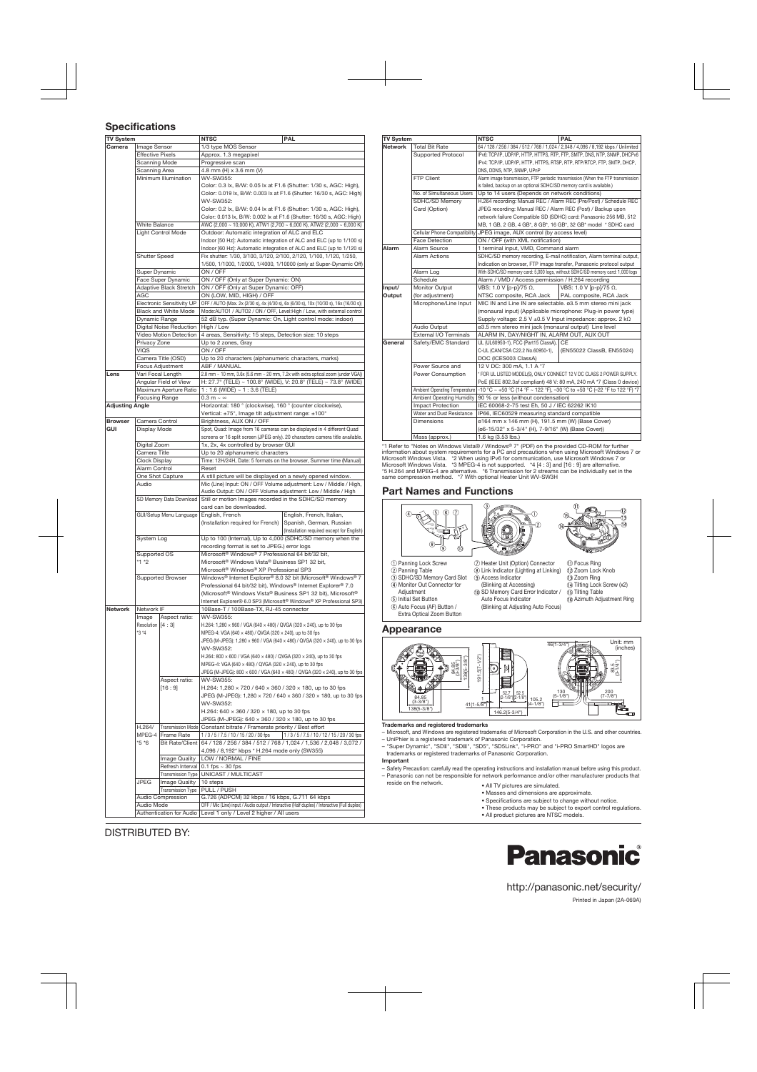## Specifications

| TV System | | | NTSC | PAL |
|---|---|---|---|---|
| Camera | Image Sensor | | 1/3 type MOS Sensor | |
| | Effective Pixels | | Approx. 1.3 megapixel | |
| | Scanning Mode | | Progressive scan | |
| | Scanning Area | | 4.8 mm (H) x 3.6 mm (V) | |
| | Minimum Illumination | | WV-SW355: Color: 0.3 lx, B/W: 0.05 lx at F1.6 (Shutter: 1/30 s, AGC: High), Color: 0.019 lx, B/W: 0.003 lx at F1.6 (Shutter: 16/30 s, AGC: High) WV-SW352: Color: 0.2 lx, B/W: 0.04 lx at F1.6 (Shutter: 1/30 s, AGC: High), Color: 0.013 lx, B/W: 0.002 lx at F1.6 (Shutter: 16/30 s, AGC: High) | |
| | White Balance | | AWC (2,000 ~ 10,000 K), ATW1 (2,700 ~ 6,000 K), ATW2 (2,000 ~ 6,000 K) | |
| | Light Control Mode | | Outdoor: Automatic integration of ALC and ELC Indoor [50 Hz]: Automatic integration of ALC and ELC (up to 1/100 s) Indoor [60 Hz]: Automatic integration of ALC and ELC (up to 1/120 s) | |
| | Shutter Speed | | Fix shutter: 1/30, 3/100, 3/120, 2/100, 2/120, 1/100, 1/120, 1/250, 1/500, 1/1000, 1/2000, 1/4000, 1/10000 (only at Super-Dynamic Off) | |
| | Super Dynamic | | ON / OFF | |
| | Face Super Dynamic | | ON / OFF (Only at Super Dynamic: ON) | |
| | Adaptive Black Stretch | | ON / OFF (Only at Super Dynamic: OFF) | |
| | AGC | | ON (LOW, MID, HIGH) / OFF | |
| | Electronic Sensitivity UP | | OFF / AUTO (Max. 2x (2/30 s), 4x (4/30 s), 6x (6/30 s), 10x (10/30 s), 16x (16/30 s)) | |
| | Black and White Mode | | Mode:AUTO1 / AUTO2 / ON / OFF, Level:High / Low, with external control | |
| | Dynamic Range | | 52 dB typ. (Super Dynamic: On, Light control mode: indoor) | |
| | Digital Noise Reduction | | High / Low | |
| | Video Motion Detection | | 4 areas, Sensitivity: 15 steps, Detection size: 10 steps | |
| | Privacy Zone | | Up to 2 zones, Gray | |
| | VIQS | | ON / OFF | |
| | Camera Title (OSD) | | Up to 20 characters (alphanumeric characters, marks) | |
| | Focus Adjustment | | ABF / MANUAL | |
| Lens | Vari Focal Length | | 2.8 mm ~ 10 mm, 3.6x (5.6 mm ~ 20 mm, 7.2x with extra optical zoom (under VGA)) | |
| | Angular Field of View | | H: 27.7° (TELE) ~ 100.8° (WIDE), V: 20.8° (TELE) ~ 73.8° (WIDE) | |
| | Maximum Aperture Ratio | | 1 : 1.6 (WIDE) ~ 1 : 3.6 (TELE) | |
| | Focusing Range | | 0.3 m ~ ∞ | |
| Adjusting Angle | | | Horizontal: 180 ° (clockwise), 160 ° (counter clockwise), Vertical: ±75°, Image tilt adjustment range: ±100° | |
| Browser GUI | Camera Control | | Brightness, AUX ON / OFF | |
| | Display Mode | | Spot, Quad: Image from 16 cameras can be displayed in 4 different Quad screens or 16 split screen (JPEG only), 20 characters camera title available. | |
| | Digital Zoom | | 1x, 2x, 4x controlled by browser GUI | |
| | Camera Title | | Up to 20 alphanumeric characters | |
| | Clock Display | | Time: 12H/24H, Date: 5 formats on the browser, Summer time (Manual) | |
| | Alarm Control | | Reset | |
| | One Shot Capture | | A still picture will be displayed on a newly opened window. | |
| | Audio | | Mic (Line) Input: ON / OFF Volume adjustment: Low / Middle / High, Audio Output: ON / OFF Volume adjustment: Low / Middle / High | |
| | SD Memory Data Download | | Still or motion Images recorded in the SDHC/SD memory card can be downloaded. | |
| | GUI/Setup Menu Language | | English, French (Installation required for French) | English, French, Italian, Spanish, German, Russian (Installation required except for English) |
| | System Log | | Up to 100 (Internal), Up to 4,000 (SDHC/SD memory when the recording format is set to JPEG.) error logs | |
| | Supported OS *1 *2 | | Microsoft® Windows® 7 Professional 64 bit/32 bit, Microsoft® Windows Vista® Business SP1 32 bit, Microsoft® Windows® XP Professional SP3 | |
| | Supported Browser | | Windows® Internet Explorer® 8.0 32 bit (Microsoft® Windows® 7 Professional 64 bit/32 bit, Windows® Internet Explorer® 7.0 (Microsoft® Windows Vista® Business SP1 32 bit), Microsoft® Internet Explorer® 6.0 SP3 (Microsoft® Windows® XP Professional SP3) | |
| Network | Network IF | | 10Base-T / 100Base-TX, RJ-45 connector | |
| | Image Resolution *3 *4 | Aspect ratio: [4 : 3] | WV-SW355: H.264: 1,280 × 960 / VGA (640 × 480) / QVGA (320 × 240), up to 30 fps MPEG-4: VGA (640 × 480) / QVGA (320 × 240), up to 30 fps JPEG (M-JPEG): 1,280 × 960 / VGA (640 × 480) / QVGA (320 × 240), up to 30 fps WV-SW352: H.264: 800 × 600 / VGA (640 × 480) / QVGA (320 × 240), up to 30 fps MPEG-4: VGA (640 × 480) / QVGA (320 × 240), up to 30 fps JPEG (M-JPEG): 800 × 600 / VGA (640 × 480) / QVGA (320 × 240), up to 30 fps | |
| | | Aspect ratio: [16 : 9] | WV-SW355: H.264: 1,280 × 720 / 640 × 360 / 320 × 180, up to 30 fps JPEG (M-JPEG): 1,280 × 720 / 640 × 360 / 320 × 180, up to 30 fps WV-SW352: H.264: 640 × 360 / 320 × 180, up to 30 fps JPEG (M-JPEG): 640 × 360 / 320 × 180, up to 30 fps | |
| | H.264/ MPEG-4 *5 *6 | Transmission Mode | Constant bitrate / Framerate priority / Best effort | |
| | | Frame Rate | 1 / 3 / 5 / 7.5 / 10 / 15 / 20 / 30 fps | 1 / 3 / 5 / 7.5 / 10 / 12 / 15 / 20 / 30 fps |
| | | Bit Rate/Client | 64 / 128 / 256 / 384 / 512 / 768 / 1,024 / 1,536 / 2,048 / 3,072 / 4,096 / 8,192* kbps * H.264 mode only (SW355) | |
| | | Image Quality | LOW / NORMAL / FINE | |
| | | Refresh Interval | 0.1 fps ~ 30 fps | |
| | | Transmission Type | UNICAST / MULTICAST | |
| | JPEG | Image Quality | 10 steps | |
| | | Transmission Type | PULL / PUSH | |
| | Audio Compression | | G.726 (ADPCM) 32 kbps / 16 kbps, G.711 64 kbps | |
| | Audio Mode | | OFF / Mic (Line) input / Audio output / Interactive (Half duplex) / Interactive (Full duplex) | |
| | Authentication for Audio | | Level 1 only / Level 2 higher / All users | |

| TV System | | NTSC | PAL |
|---|---|---|---|
| Network | Total Bit Rate | 64 / 128 / 256 / 384 / 512 / 768 / 1,024 / 2,048 / 4,096 / 8,192 kbps / Unlimited | |
| | Supported Protocol | IPv6: TCP/IP, UDP/IP, HTTP, HTTPS, RTP, FTP, SMTP, DNS, NTP, SNMP, DHCPv6 IPv4: TCP/IP, UDP/IP, HTTP, HTTPS, RTSP, RTP, RTP/RTCP, FTP, SMTP, DHCP, DNS, DDNS, NTP, SNMP, UPnP | |
| | FTP Client | Alarm image transmission, FTP periodic transmission (When the FTP transmission is failed, backup on an optional SDHC/SD memory card is available.) | |
| | No. of Simultaneous Users | Up to 14 users (Depends on network conditions) | |
| | SDHC/SD Memory Card (Option) | H.264 recording: Manual REC / Alarm REC (Pre/Post) / Schedule REC JPEG recording: Manual REC / Alarm REC (Post) / Backup upon network failure Compatible SD (SDHC) card: Panasonic 256 MB, 512 MB, 1 GB, 2 GB, 4 GB*, 8 GB*, 16 GB*, 32 GB* model * SDHC card | |
| | Cellular Phone Compatibility | JPEG image, AUX control (by access level) | |
| | Face Detection | ON / OFF (with XML notification) | |
| Alarm | Alarm Source | 1 terminal input, VMD, Command alarm | |
| | Alarm Actions | SDHC/SD memory recording, E-mail notification, Alarm terminal output, Indication on browser, FTP image transfer, Panasonic protocol output | |
| | Alarm Log | With SDHC/SD memory card: 5,000 logs, without SDHC/SD memory card: 1,000 logs | |
| | Schedule | Alarm / VMD / Access permission / H.264 recording | |
| Input/ Output | Monitor Output (for adjustment) | VBS: 1.0 V [p-p]/75 Ω, NTSC composite, RCA Jack | VBS: 1.0 V [p-p]/75 Ω, PAL composite, RCA Jack |
| | Microphone/Line Input | MIC IN and Line IN are selectable. ø3.5 mm stereo mini jack (monaural input) (Applicable microphone: Plug-in power type) Supply voltage: 2.5 V ±0.5 V Input impedance: approx. 2 kΩ | |
| | Audio Output | ø3.5 mm stereo mini jack (monaural output) Line level | |
| | External I/O Terminals | ALARM IN, DAY/NIGHT IN, ALARM OUT, AUX OUT | |
| General | Safety/EMC Standard | UL (UL60950-1), FCC (Part15 ClassA), C-UL (CAN/CSA C22.2 No.60950-1), DOC (ICES003 ClassA) | CE (EN55022 ClassB, EN55024) |
| | Power Source and Power Consumption | 12 V DC: 300 mA, 1.1 A *7 * FOR UL LISTED MODEL(S), ONLY CONNECT 12 V DC CLASS 2 POWER SUPPLY. PoE (IEEE 802.3af compliant) 48 V: 80 mA, 240 mA *7 (Class 0 device) | |
| | Ambient Operating Temperature | −10 °C ~ +50 °C (14 °F ~ 122 °F), −30 °C to +50 °C (−22 °F to 122 °F) *7 | |
| | Ambient Operating Humidity | 90 % or less (without condensation) | |
| | Impact Protection | IEC 60068-2-75 test Eh, 50 J / IEC 62262 IK10 | |
| | Water and Dust Resistance | IP66, IEC60529 measuring standard compatible | |
| | Dimensions | ø164 mm x 146 mm (H), 191.5 mm (W) (Base Cover) (ø6-15/32" x 5-3/4" (H), 7-9/16" (W) (Base Cover)) | |
| | Mass (approx.) | 1.6 kg (3.53 lbs.) | |

*1 Refer to "Notes on Windows Vista® / Windows® 7" (PDF) on the provided CD-ROM for further information about system requirements for a PC and precautions when using Microsoft Windows 7 or Microsoft Windows Vista. *2 When using IPv6 for communication, use Microsoft Windows 7 or Microsoft Windows Vista. *3 MPEG-4 is not supported. *4 [4 : 3] and [16 : 9] are alternative. *5 H.264 and MPEG-4 are alternative. *6 Transmission for 2 streams can be individually set in the same compression method. *7 With optional Heater Unit WV-SW3H

## Part Names and Functions

1. Panning Lock Screw
2. Panning Table
3. SDHC/SD Memory Card Slot
4. Monitor Out Connector for Adjustment
5. Initial Set Button
6. Auto Focus (AF) Button / Extra Optical Zoom Button
7. Heater Unit (Option) Connector
8. Link Indicator (Lighting at Linking)
9. Access Indicator (Blinking at Accessing)
10. SD Memory Card Error Indicator / Auto Focus Indicator (Blinking at Adjusting Auto Focus)
11. Focus Ring
12. Zoom Lock Knob
13. Zoom Ring
14. Tilting Lock Screw (x2)
15. Tilting Table
16. Azimuth Adjustment Ring

## Appearance

Unit: mm (inches)

46(1-3/4")
84.85 (3-3/8")
138(5-3/8")
191.5(7-1/2")
1
41(1-5/8")
84.85 (3-3/8")
138(5-3/8")
52.7 (2-1/8")
52.5 (2-1/8")
105.2 (4-1/8")
146.2(5-3/4")
130 (5-1/8")
200 (7-7/8")
83.5 (3-1/4")

**Trademarks and registered trademarks**

- Microsoft, and Windows are registered trademarks of Microsoft Corporation in the U.S. and other countries.
- UniPhier is a registered trademark of Panasonic Corporation.
- "Super Dynamic", "SDII", "SDIII", "SD5", "SD5Link", "i-PRO" and "i-PRO SmartHD" logos are trademarks or registered trademarks of Panasonic Corporation.

**Important**

- Safety Precaution: carefully read the operating instructions and installation manual before using this product.
- Panasonic can not be responsible for network performance and/or other manufacturer products that reside on the network.

- All TV pictures are simulated.
- Masses and dimensions are approximate.
- Specifications are subject to change without notice.
- These products may be subject to export control regulations.
- All product pictures are NTSC models.

DISTRIBUTED BY:

Panasonic

http://panasonic.net/security/

Printed in Japan (2A-069A)